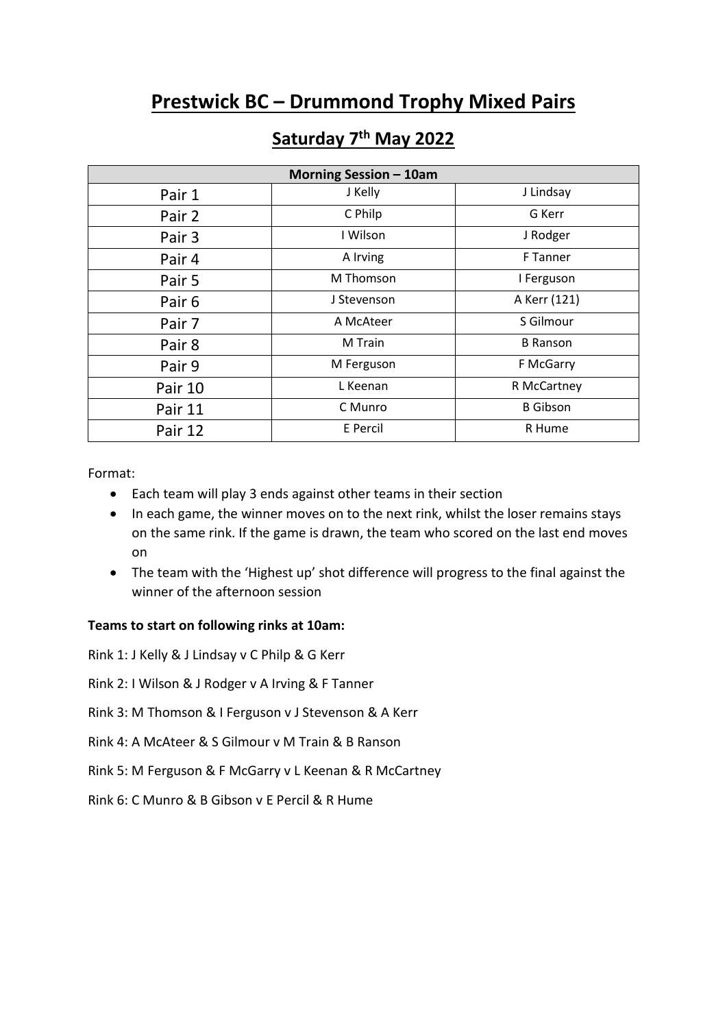# Prestwick BC – Drummond Trophy Mixed Pairs

## Saturday 7th May 2022

| Morning Session – 10am | | |
|---|---|---|
| Pair 1 | J Kelly | J Lindsay |
| Pair 2 | C Philp | G Kerr |
| Pair 3 | I Wilson | J Rodger |
| Pair 4 | A Irving | F Tanner |
| Pair 5 | M Thomson | I Ferguson |
| Pair 6 | J Stevenson | A Kerr (121) |
| Pair 7 | A McAteer | S Gilmour |
| Pair 8 | M Train | B Ranson |
| Pair 9 | M Ferguson | F McGarry |
| Pair 10 | L Keenan | R McCartney |
| Pair 11 | C Munro | B Gibson |
| Pair 12 | E Percil | R Hume |

Format:

- Each team will play 3 ends against other teams in their section
- In each game, the winner moves on to the next rink, whilst the loser remains stays on the same rink. If the game is drawn, the team who scored on the last end moves on
- The team with the 'Highest up' shot difference will progress to the final against the winner of the afternoon session

**Teams to start on following rinks at 10am:**

Rink 1: J Kelly & J Lindsay v C Philp & G Kerr

Rink 2: I Wilson & J Rodger v A Irving & F Tanner

Rink 3: M Thomson & I Ferguson v J Stevenson & A Kerr

Rink 4: A McAteer & S Gilmour v M Train & B Ranson

Rink 5: M Ferguson & F McGarry v L Keenan & R McCartney

Rink 6: C Munro & B Gibson v E Percil & R Hume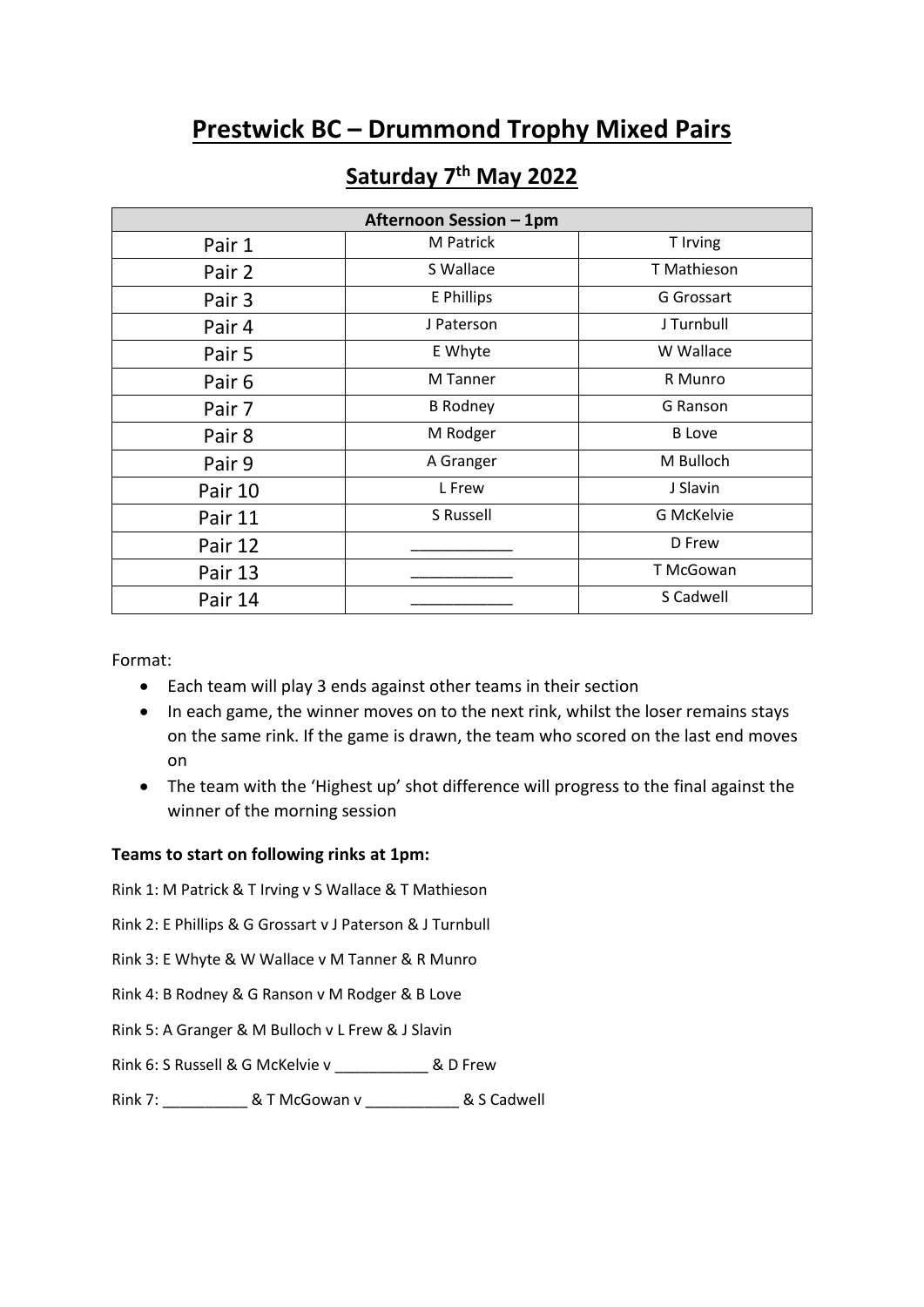# Prestwick BC – Drummond Trophy Mixed Pairs

## Saturday 7th May 2022

| Afternoon Session – 1pm | | |
|---|---|---|
| Pair 1 | M Patrick | T Irving |
| Pair 2 | S Wallace | T Mathieson |
| Pair 3 | E Phillips | G Grossart |
| Pair 4 | J Paterson | J Turnbull |
| Pair 5 | E Whyte | W Wallace |
| Pair 6 | M Tanner | R Munro |
| Pair 7 | B Rodney | G Ranson |
| Pair 8 | M Rodger | B Love |
| Pair 9 | A Granger | M Bulloch |
| Pair 10 | L Frew | J Slavin |
| Pair 11 | S Russell | G McKelvie |
| Pair 12 | ____________ | D Frew |
| Pair 13 | ____________ | T McGowan |
| Pair 14 | ____________ | S Cadwell |

Format:

- Each team will play 3 ends against other teams in their section
- In each game, the winner moves on to the next rink, whilst the loser remains stays on the same rink. If the game is drawn, the team who scored on the last end moves on
- The team with the 'Highest up' shot difference will progress to the final against the winner of the morning session

**Teams to start on following rinks at 1pm:**

Rink 1: M Patrick & T Irving v S Wallace & T Mathieson

Rink 2: E Phillips & G Grossart v J Paterson & J Turnbull

Rink 3: E Whyte & W Wallace v M Tanner & R Munro

Rink 4: B Rodney & G Ranson v M Rodger & B Love

Rink 5: A Granger & M Bulloch v L Frew & J Slavin

Rink 6: S Russell & G McKelvie v ___________ & D Frew

Rink 7: __________ & T McGowan v ___________ & S Cadwell